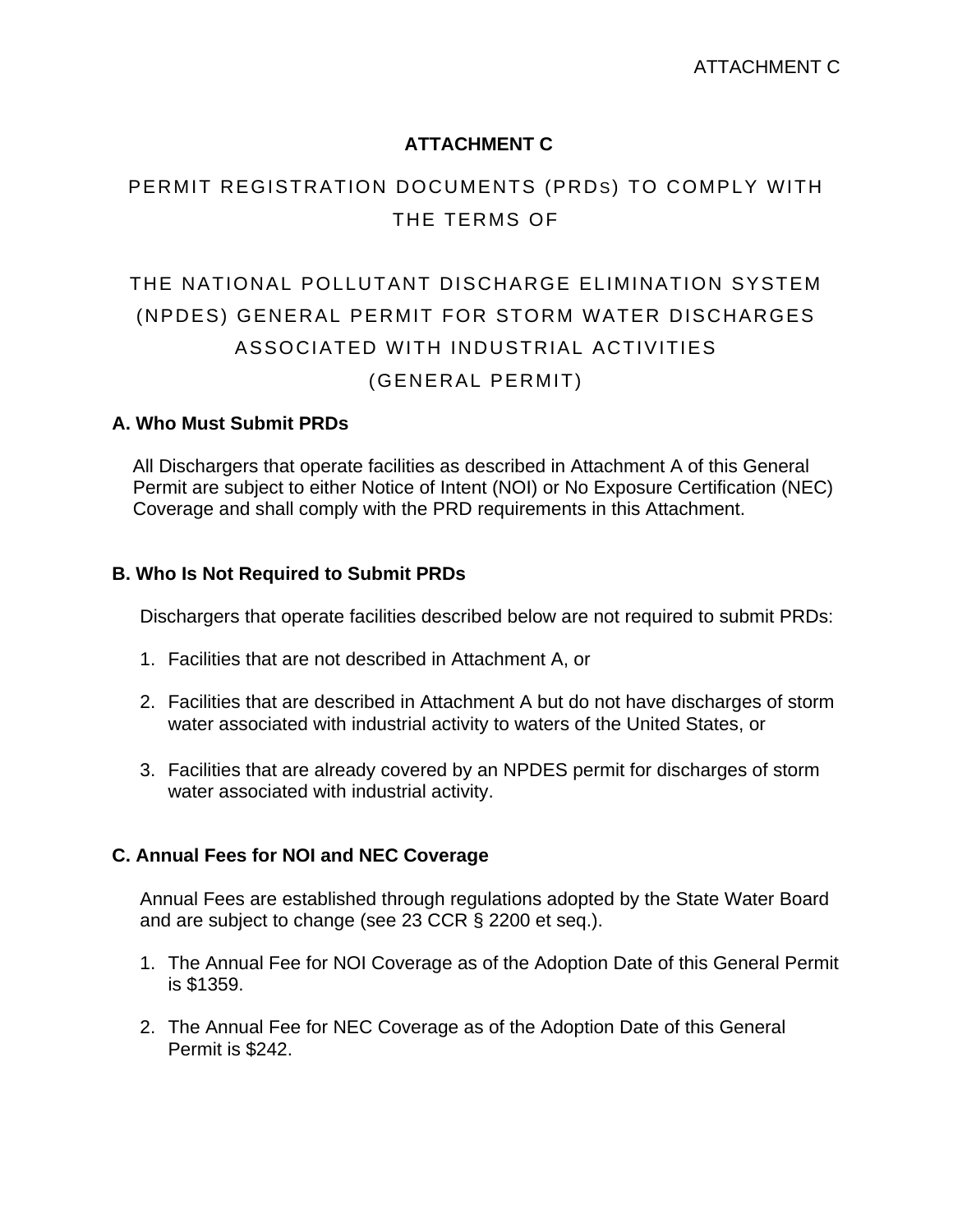# ATTACHMENT C

## PERMIT REGISTRATION DOCUMENTS (PRDs) TO COMPLY WITH THE TERMS OF

## THE NATIONAL POLLUTANT DISCHARGE ELIMINATION SYSTEM (NPDES) GENERAL PERMIT FOR STORM WATER DISCHARGES ASSOCIATED WITH INDUSTRIAL ACTIVITIES (GENERAL PERMIT)

### A. Who Must Submit PRDs

All Dischargers that operate facilities as described in Attachment A of this General Permit are subject to either Notice of Intent (NOI) or No Exposure Certification (NEC) Coverage and shall comply with the PRD requirements in this Attachment.

### B. Who Is Not Required to Submit PRDs

Dischargers that operate facilities described below are not required to submit PRDs:

1. Facilities that are not described in Attachment A, or
2. Facilities that are described in Attachment A but do not have discharges of storm water associated with industrial activity to waters of the United States, or
3. Facilities that are already covered by an NPDES permit for discharges of storm water associated with industrial activity.

### C. Annual Fees for NOI and NEC Coverage

Annual Fees are established through regulations adopted by the State Water Board and are subject to change (see 23 CCR § 2200 et seq.).

1. The Annual Fee for NOI Coverage as of the Adoption Date of this General Permit is $1359.
2. The Annual Fee for NEC Coverage as of the Adoption Date of this General Permit is $242.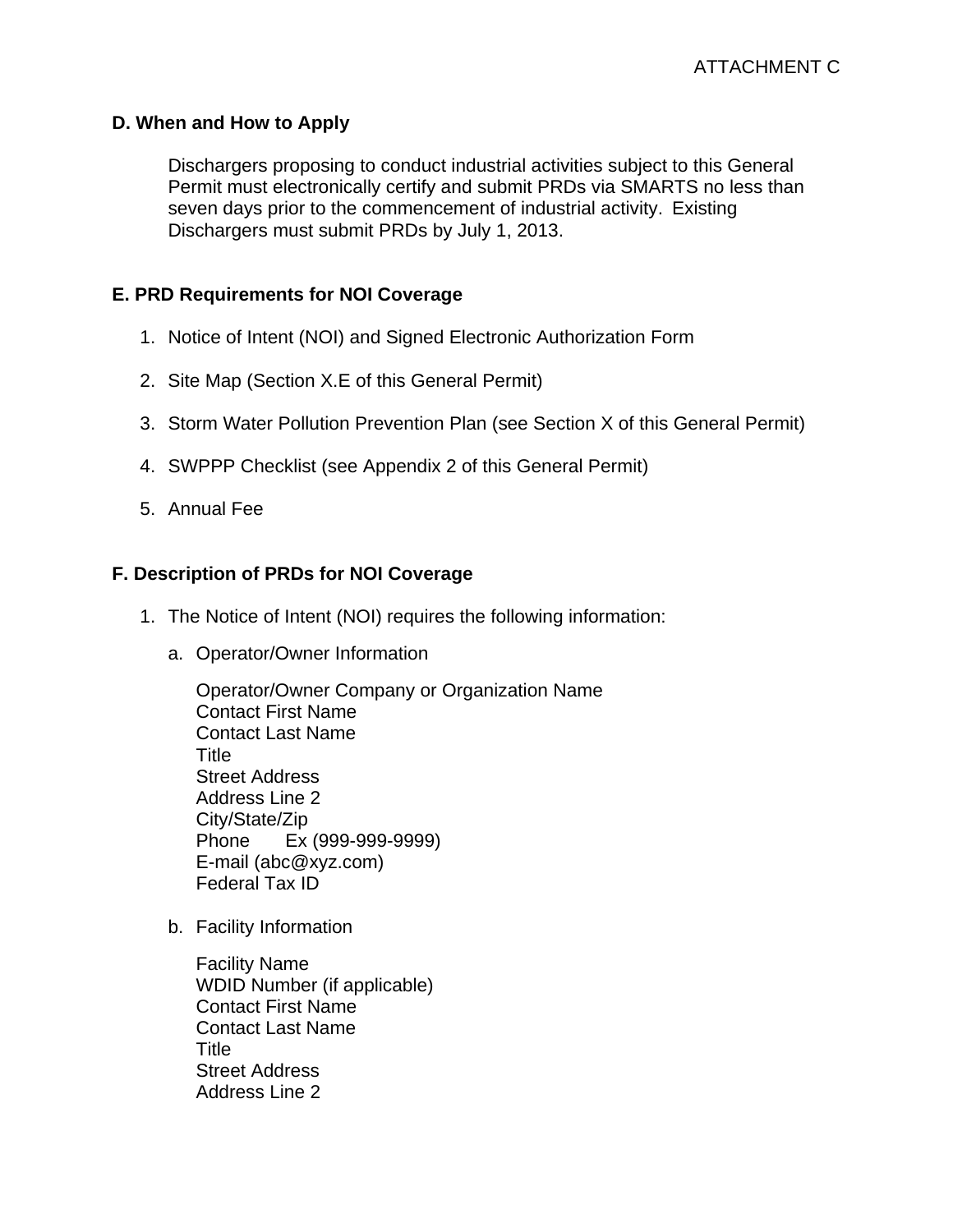### D. When and How to Apply

Dischargers proposing to conduct industrial activities subject to this General Permit must electronically certify and submit PRDs via SMARTS no less than seven days prior to the commencement of industrial activity. Existing Dischargers must submit PRDs by July 1, 2013.

### E. PRD Requirements for NOI Coverage

1. Notice of Intent (NOI) and Signed Electronic Authorization Form
2. Site Map (Section X.E of this General Permit)
3. Storm Water Pollution Prevention Plan (see Section X of this General Permit)
4. SWPPP Checklist (see Appendix 2 of this General Permit)
5. Annual Fee

### F. Description of PRDs for NOI Coverage

1. The Notice of Intent (NOI) requires the following information:

   a. Operator/Owner Information

      Operator/Owner Company or Organization Name
      Contact First Name
      Contact Last Name
      Title
      Street Address
      Address Line 2
      City/State/Zip
      Phone Ex (999-999-9999)
      E-mail (abc@xyz.com)
      Federal Tax ID

   b. Facility Information

      Facility Name
      WDID Number (if applicable)
      Contact First Name
      Contact Last Name
      Title
      Street Address
      Address Line 2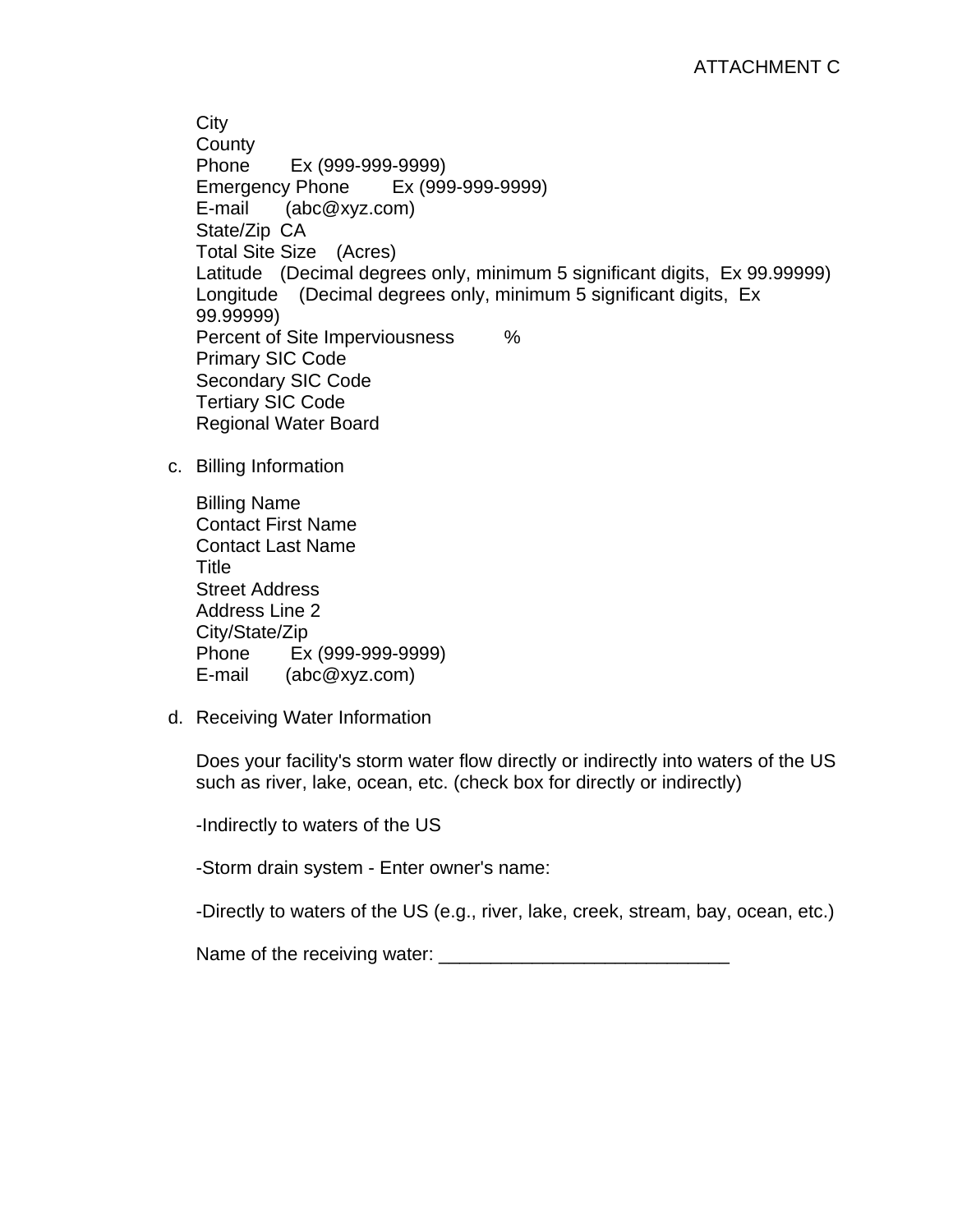City
County
Phone Ex (999-999-9999)
Emergency Phone Ex (999-999-9999)
E-mail (abc@xyz.com)
State/Zip CA
Total Site Size (Acres)
Latitude (Decimal degrees only, minimum 5 significant digits, Ex 99.99999)
Longitude (Decimal degrees only, minimum 5 significant digits, Ex 99.99999)
Percent of Site Imperviousness %
Primary SIC Code
Secondary SIC Code
Tertiary SIC Code
Regional Water Board

c. Billing Information

Billing Name
Contact First Name
Contact Last Name
Title
Street Address
Address Line 2
City/State/Zip
Phone Ex (999-999-9999)
E-mail (abc@xyz.com)

d. Receiving Water Information

Does your facility's storm water flow directly or indirectly into waters of the US such as river, lake, ocean, etc. (check box for directly or indirectly)

-Indirectly to waters of the US

-Storm drain system - Enter owner's name:

-Directly to waters of the US (e.g., river, lake, creek, stream, bay, ocean, etc.)

Name of the receiving water: ____________________________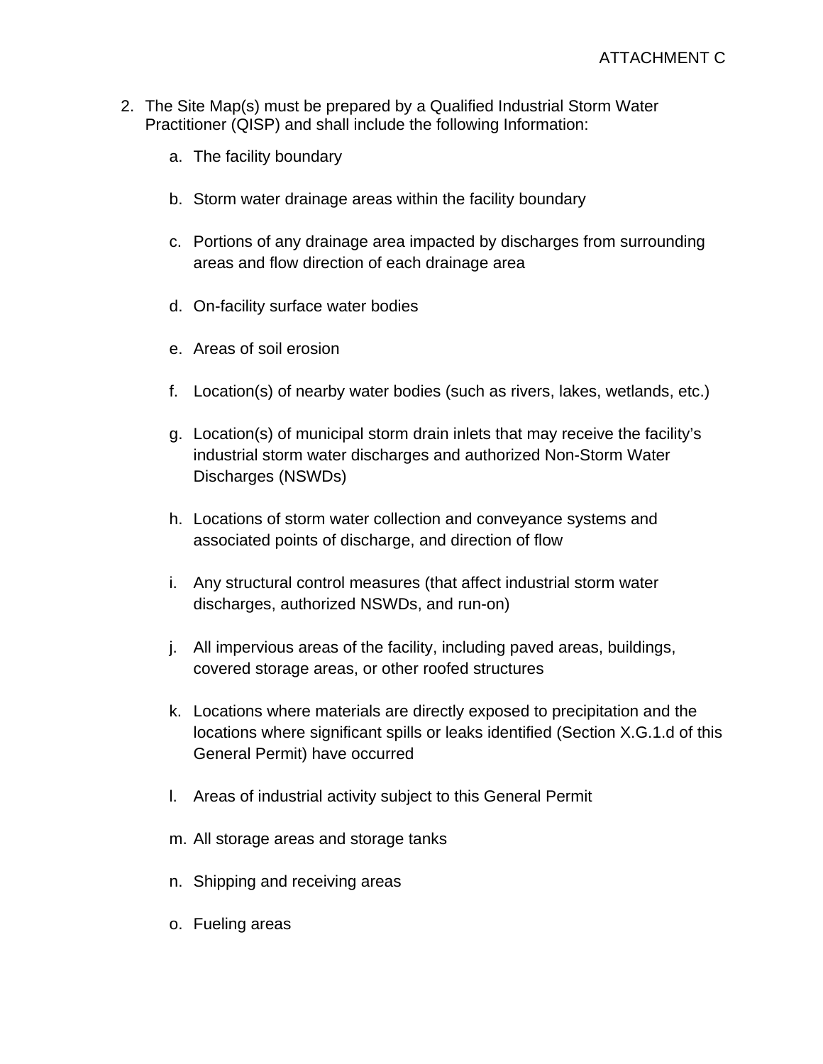2. The Site Map(s) must be prepared by a Qualified Industrial Storm Water Practitioner (QISP) and shall include the following Information:

   a. The facility boundary

   b. Storm water drainage areas within the facility boundary

   c. Portions of any drainage area impacted by discharges from surrounding areas and flow direction of each drainage area

   d. On-facility surface water bodies

   e. Areas of soil erosion

   f. Location(s) of nearby water bodies (such as rivers, lakes, wetlands, etc.)

   g. Location(s) of municipal storm drain inlets that may receive the facility's industrial storm water discharges and authorized Non-Storm Water Discharges (NSWDs)

   h. Locations of storm water collection and conveyance systems and associated points of discharge, and direction of flow

   i. Any structural control measures (that affect industrial storm water discharges, authorized NSWDs, and run-on)

   j. All impervious areas of the facility, including paved areas, buildings, covered storage areas, or other roofed structures

   k. Locations where materials are directly exposed to precipitation and the locations where significant spills or leaks identified (Section X.G.1.d of this General Permit) have occurred

   l. Areas of industrial activity subject to this General Permit

   m. All storage areas and storage tanks

   n. Shipping and receiving areas

   o. Fueling areas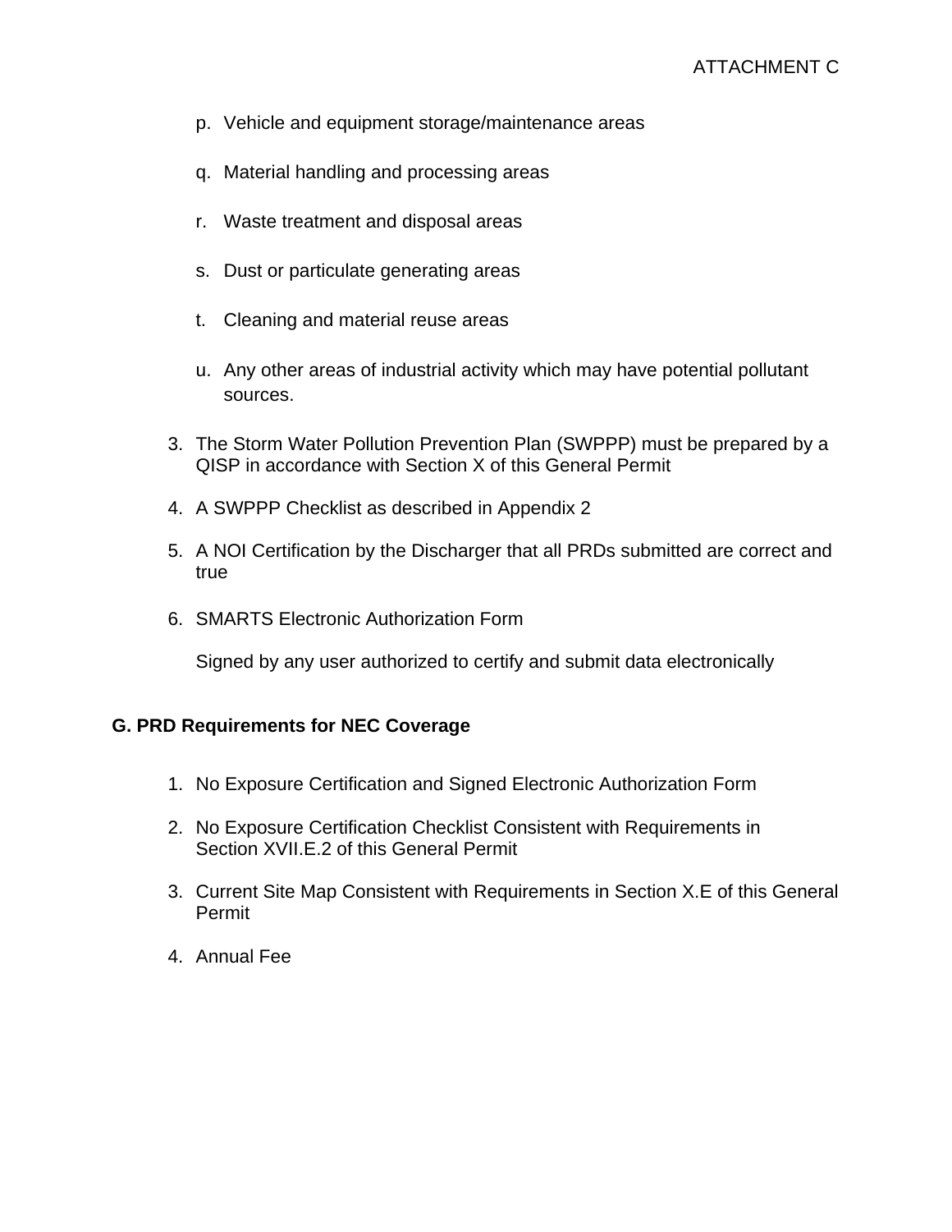p. Vehicle and equipment storage/maintenance areas

q. Material handling and processing areas

r. Waste treatment and disposal areas

s. Dust or particulate generating areas

t. Cleaning and material reuse areas

u. Any other areas of industrial activity which may have potential pollutant sources.

3. The Storm Water Pollution Prevention Plan (SWPPP) must be prepared by a QISP in accordance with Section X of this General Permit
4. A SWPPP Checklist as described in Appendix 2
5. A NOI Certification by the Discharger that all PRDs submitted are correct and true
6. SMARTS Electronic Authorization Form

   Signed by any user authorized to certify and submit data electronically

**G. PRD Requirements for NEC Coverage**

1. No Exposure Certification and Signed Electronic Authorization Form
2. No Exposure Certification Checklist Consistent with Requirements in Section XVII.E.2 of this General Permit
3. Current Site Map Consistent with Requirements in Section X.E of this General Permit
4. Annual Fee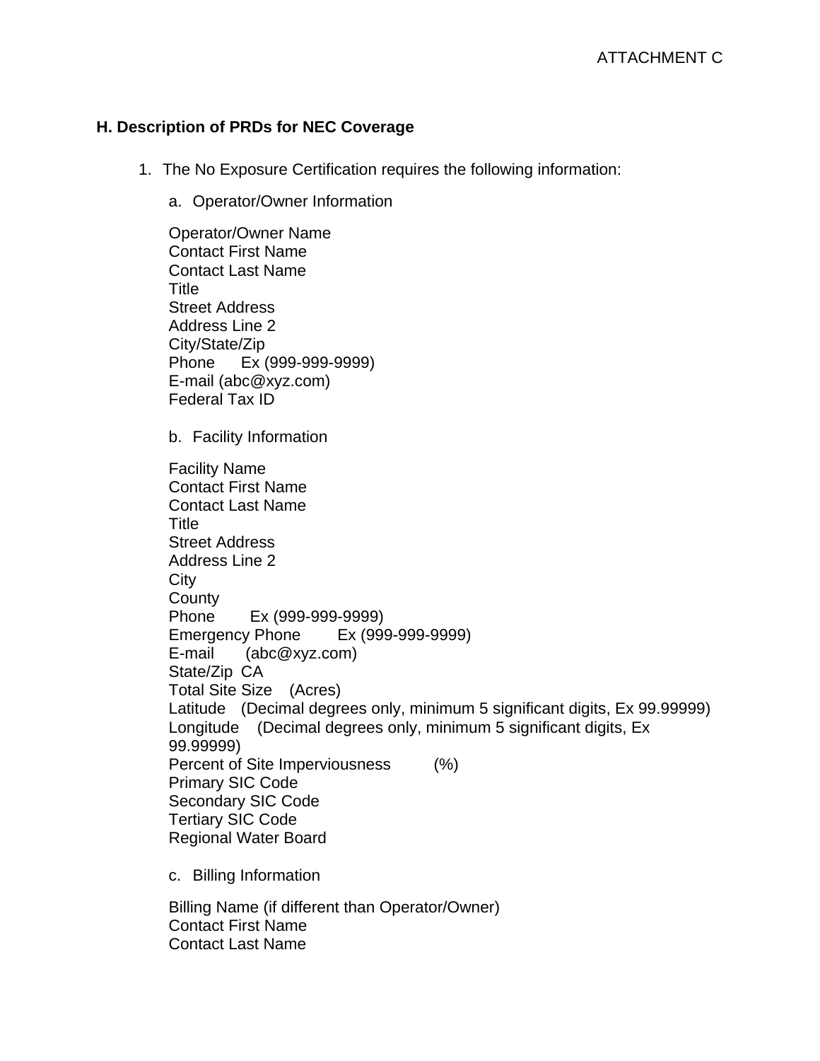ATTACHMENT C

### H. Description of PRDs for NEC Coverage

1. The No Exposure Certification requires the following information:

   a. Operator/Owner Information

   Operator/Owner Name
   Contact First Name
   Contact Last Name
   Title
   Street Address
   Address Line 2
   City/State/Zip
   Phone Ex (999-999-9999)
   E-mail (abc@xyz.com)
   Federal Tax ID

   b. Facility Information

   Facility Name
   Contact First Name
   Contact Last Name
   Title
   Street Address
   Address Line 2
   City
   County
   Phone Ex (999-999-9999)
   Emergency Phone Ex (999-999-9999)
   E-mail (abc@xyz.com)
   State/Zip CA
   Total Site Size (Acres)
   Latitude (Decimal degrees only, minimum 5 significant digits, Ex 99.99999)
   Longitude (Decimal degrees only, minimum 5 significant digits, Ex 99.99999)
   Percent of Site Imperviousness (%)
   Primary SIC Code
   Secondary SIC Code
   Tertiary SIC Code
   Regional Water Board

   c. Billing Information

   Billing Name (if different than Operator/Owner)
   Contact First Name
   Contact Last Name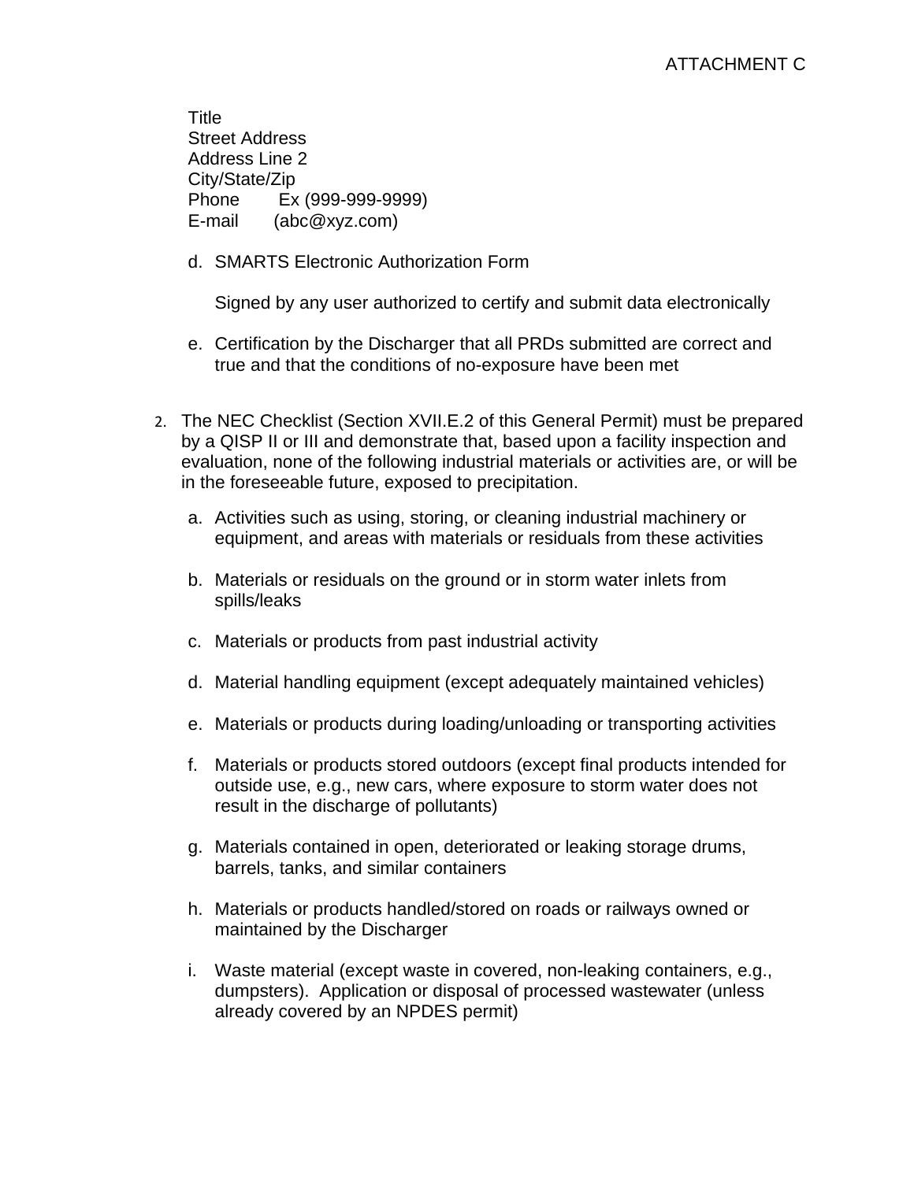Title
Street Address
Address Line 2
City/State/Zip
Phone Ex (999-999-9999)
E-mail (abc@xyz.com)

d. SMARTS Electronic Authorization Form

   Signed by any user authorized to certify and submit data electronically

e. Certification by the Discharger that all PRDs submitted are correct and true and that the conditions of no-exposure have been met

2. The NEC Checklist (Section XVII.E.2 of this General Permit) must be prepared by a QISP II or III and demonstrate that, based upon a facility inspection and evaluation, none of the following industrial materials or activities are, or will be in the foreseeable future, exposed to precipitation.

   a. Activities such as using, storing, or cleaning industrial machinery or equipment, and areas with materials or residuals from these activities

   b. Materials or residuals on the ground or in storm water inlets from spills/leaks

   c. Materials or products from past industrial activity

   d. Material handling equipment (except adequately maintained vehicles)

   e. Materials or products during loading/unloading or transporting activities

   f. Materials or products stored outdoors (except final products intended for outside use, e.g., new cars, where exposure to storm water does not result in the discharge of pollutants)

   g. Materials contained in open, deteriorated or leaking storage drums, barrels, tanks, and similar containers

   h. Materials or products handled/stored on roads or railways owned or maintained by the Discharger

   i. Waste material (except waste in covered, non-leaking containers, e.g., dumpsters). Application or disposal of processed wastewater (unless already covered by an NPDES permit)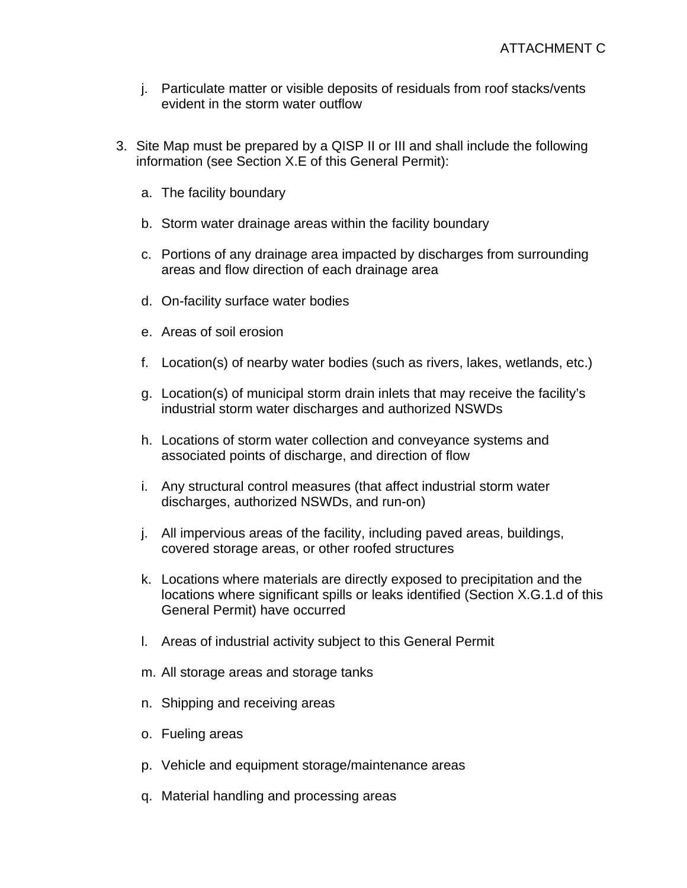j. Particulate matter or visible deposits of residuals from roof stacks/vents evident in the storm water outflow

3. Site Map must be prepared by a QISP II or III and shall include the following information (see Section X.E of this General Permit):

   a. The facility boundary

   b. Storm water drainage areas within the facility boundary

   c. Portions of any drainage area impacted by discharges from surrounding areas and flow direction of each drainage area

   d. On-facility surface water bodies

   e. Areas of soil erosion

   f. Location(s) of nearby water bodies (such as rivers, lakes, wetlands, etc.)

   g. Location(s) of municipal storm drain inlets that may receive the facility's industrial storm water discharges and authorized NSWDs

   h. Locations of storm water collection and conveyance systems and associated points of discharge, and direction of flow

   i. Any structural control measures (that affect industrial storm water discharges, authorized NSWDs, and run-on)

   j. All impervious areas of the facility, including paved areas, buildings, covered storage areas, or other roofed structures

   k. Locations where materials are directly exposed to precipitation and the locations where significant spills or leaks identified (Section X.G.1.d of this General Permit) have occurred

   l. Areas of industrial activity subject to this General Permit

   m. All storage areas and storage tanks

   n. Shipping and receiving areas

   o. Fueling areas

   p. Vehicle and equipment storage/maintenance areas

   q. Material handling and processing areas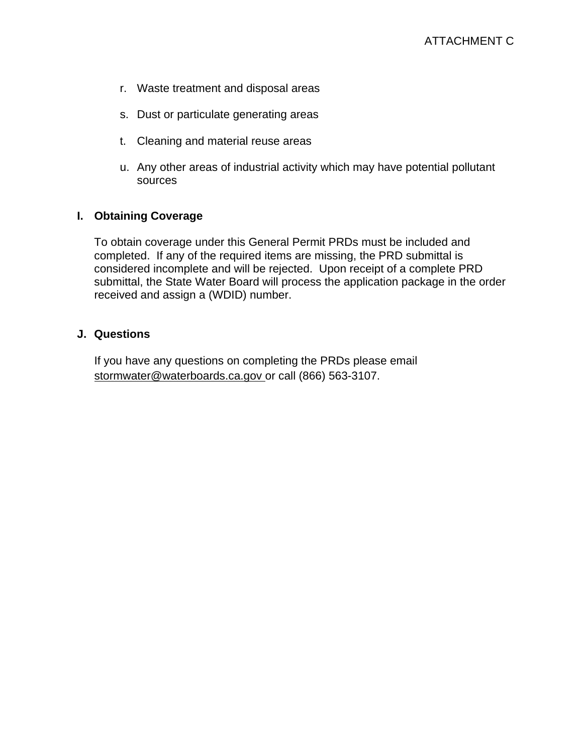r. Waste treatment and disposal areas

s. Dust or particulate generating areas

t. Cleaning and material reuse areas

u. Any other areas of industrial activity which may have potential pollutant sources

## I. Obtaining Coverage

To obtain coverage under this General Permit PRDs must be included and completed. If any of the required items are missing, the PRD submittal is considered incomplete and will be rejected. Upon receipt of a complete PRD submittal, the State Water Board will process the application package in the order received and assign a (WDID) number.

## J. Questions

If you have any questions on completing the PRDs please email stormwater@waterboards.ca.gov or call (866) 563-3107.